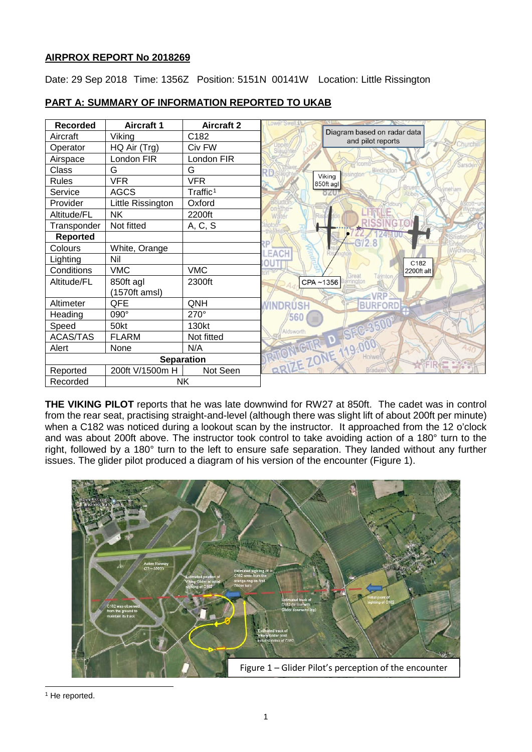**AIRPROX REPORT No 2018269**

Date: 29 Sep 2018 Time: 1356Z Position: 5151N 00141W Location: Little Rissington

**PART A: SUMMARY OF INFORMATION REPORTED TO UKAB**

| Recorded | Aircraft 1 | Aircraft 2 |
|---|---|---|
| Aircraft | Viking | C182 |
| Operator | HQ Air (Trg) | Civ FW |
| Airspace | London FIR | London FIR |
| Class | G | G |
| Rules | VFR | VFR |
| Service | AGCS | Traffic[1] |
| Provider | Little Rissington | Oxford |
| Altitude/FL | NK | 2200ft |
| Transponder | Not fitted | A, C, S |
| **Reported** | | |
| Colours | White, Orange | |
| Lighting | Nil | |
| Conditions | VMC | VMC |
| Altitude/FL | 850ft agl (1570ft amsl) | 2300ft |
| Altimeter | QFE | QNH |
| Heading | 090° | 270° |
| Speed | 50kt | 130kt |
| ACAS/TAS | FLARM | Not fitted |
| Alert | None | N/A |
| **Separation** | | |
| Reported | 200ft V/1500m H | Not Seen |
| Recorded | NK | |

Diagram based on radar data and pilot reports

**THE VIKING PILOT** reports that he was late downwind for RW27 at 850ft. The cadet was in control from the rear seat, practising straight-and-level (although there was slight lift of about 200ft per minute) when a C182 was noticed during a lookout scan by the instructor. It approached from the 12 o'clock and was about 200ft above. The instructor took control to take avoiding action of a 180° turn to the right, followed by a 180° turn to the left to ensure safe separation. They landed without any further issues. The glider pilot produced a diagram of his version of the encounter (Figure 1).

Figure 1 – Glider Pilot's perception of the encounter

[1] He reported.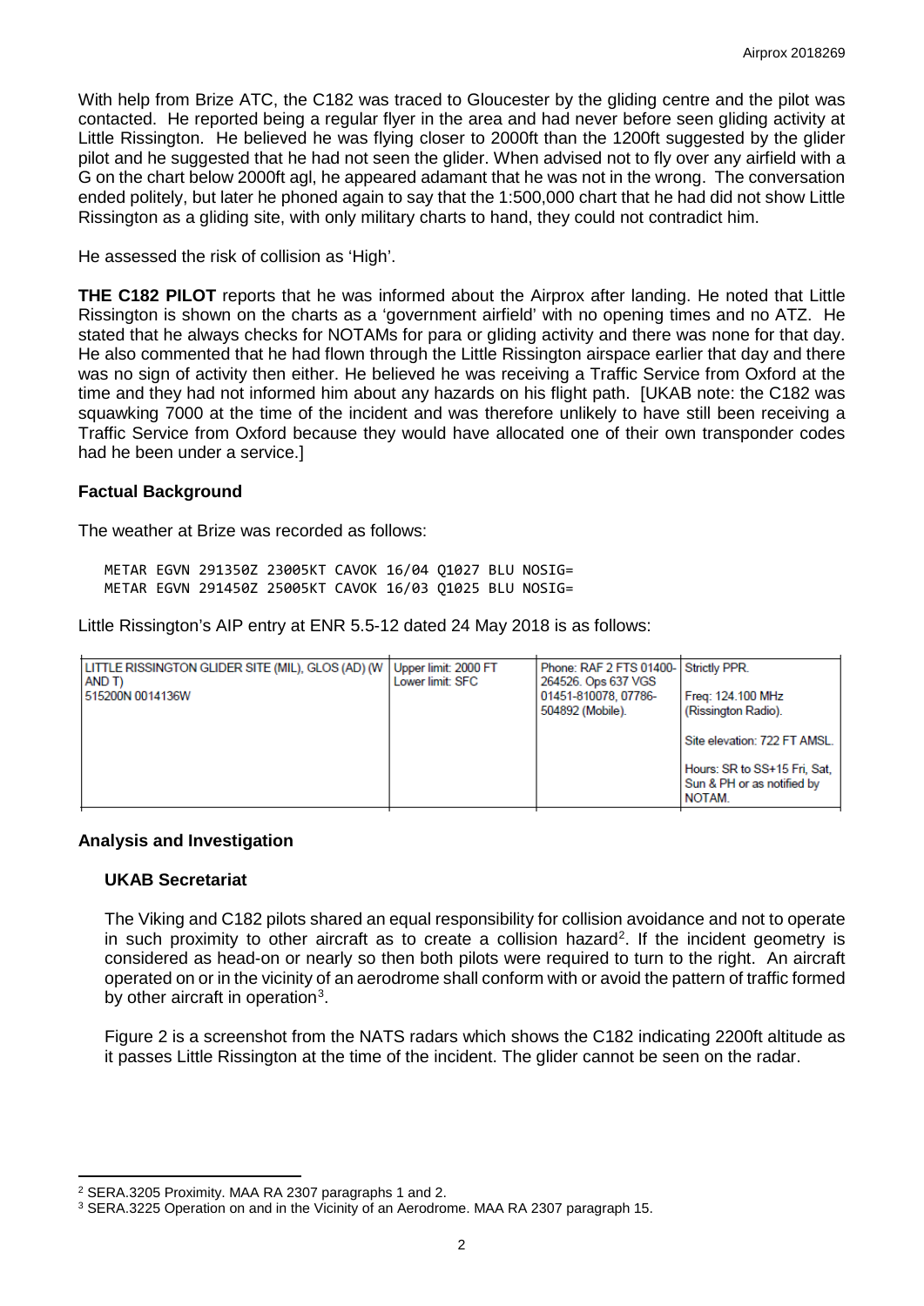With help from Brize ATC, the C182 was traced to Gloucester by the gliding centre and the pilot was contacted. He reported being a regular flyer in the area and had never before seen gliding activity at Little Rissington. He believed he was flying closer to 2000ft than the 1200ft suggested by the glider pilot and he suggested that he had not seen the glider. When advised not to fly over any airfield with a G on the chart below 2000ft agl, he appeared adamant that he was not in the wrong. The conversation ended politely, but later he phoned again to say that the 1:500,000 chart that he had did not show Little Rissington as a gliding site, with only military charts to hand, they could not contradict him.

He assessed the risk of collision as 'High'.

**THE C182 PILOT** reports that he was informed about the Airprox after landing. He noted that Little Rissington is shown on the charts as a 'government airfield' with no opening times and no ATZ. He stated that he always checks for NOTAMs for para or gliding activity and there was none for that day. He also commented that he had flown through the Little Rissington airspace earlier that day and there was no sign of activity then either. He believed he was receiving a Traffic Service from Oxford at the time and they had not informed him about any hazards on his flight path. [UKAB note: the C182 was squawking 7000 at the time of the incident and was therefore unlikely to have still been receiving a Traffic Service from Oxford because they would have allocated one of their own transponder codes had he been under a service.]

## Factual Background

The weather at Brize was recorded as follows:

```
METAR EGVN 291350Z 23005KT CAVOK 16/04 Q1027 BLU NOSIG=
METAR EGVN 291450Z 25005KT CAVOK 16/03 Q1025 BLU NOSIG=
```

Little Rissington's AIP entry at ENR 5.5-12 dated 24 May 2018 is as follows:

| | | | |
|---|---|---|---|
| LITTLE RISSINGTON GLIDER SITE (MIL), GLOS (AD) (W AND T)<br>515200N 0014136W | Upper limit: 2000 FT<br>Lower limit: SFC | Phone: RAF 2 FTS 01400-264526. Ops 637 VGS 01451-810078, 07786-504892 (Mobile). | Strictly PPR.<br><br>Freq: 124.100 MHz (Rissington Radio).<br><br>Site elevation: 722 FT AMSL.<br><br>Hours: SR to SS+15 Fri, Sat, Sun & PH or as notified by NOTAM. |

## Analysis and Investigation

### UKAB Secretariat

The Viking and C182 pilots shared an equal responsibility for collision avoidance and not to operate in such proximity to other aircraft as to create a collision hazard[2]. If the incident geometry is considered as head-on or nearly so then both pilots were required to turn to the right. An aircraft operated on or in the vicinity of an aerodrome shall conform with or avoid the pattern of traffic formed by other aircraft in operation[3].

Figure 2 is a screenshot from the NATS radars which shows the C182 indicating 2200ft altitude as it passes Little Rissington at the time of the incident. The glider cannot be seen on the radar.

---

[2] SERA.3205 Proximity. MAA RA 2307 paragraphs 1 and 2.

[3] SERA.3225 Operation on and in the Vicinity of an Aerodrome. MAA RA 2307 paragraph 15.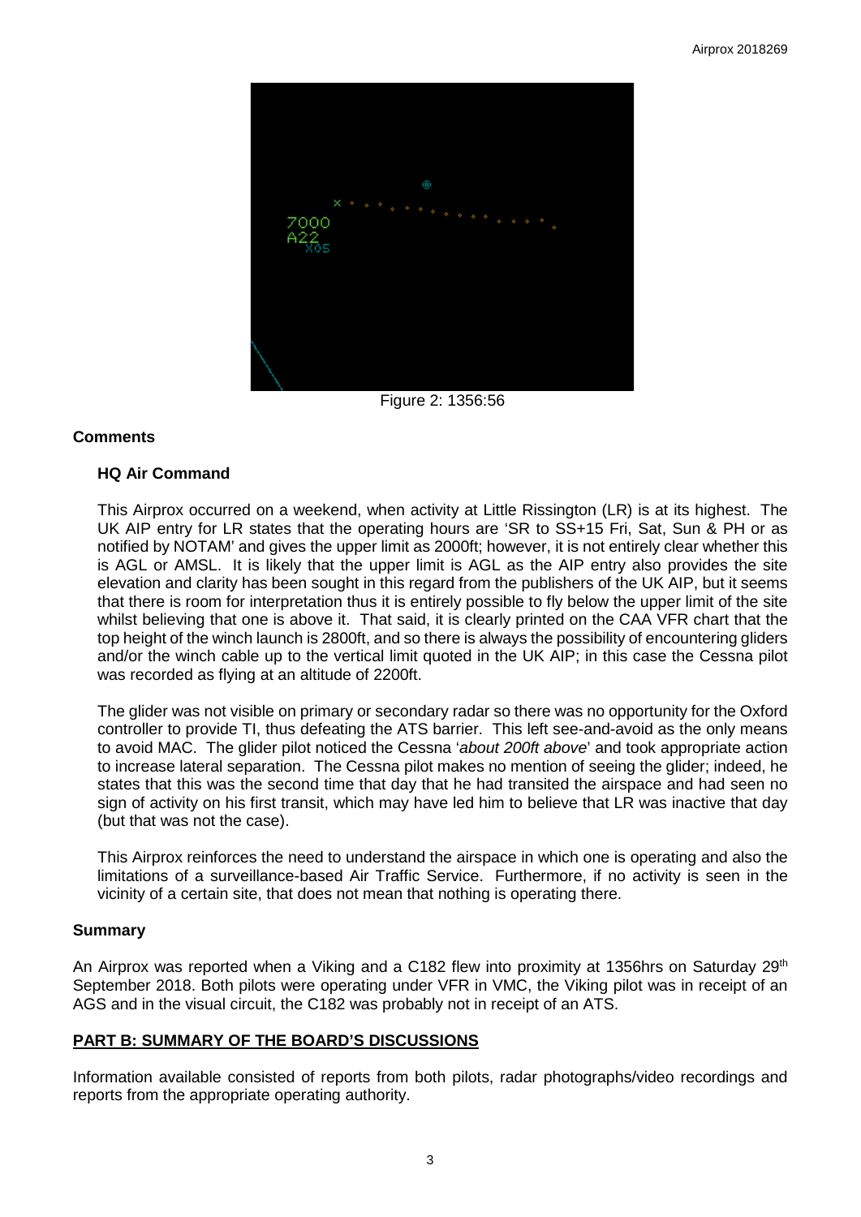Figure 2: 1356:56

## Comments

### HQ Air Command

This Airprox occurred on a weekend, when activity at Little Rissington (LR) is at its highest. The UK AIP entry for LR states that the operating hours are 'SR to SS+15 Fri, Sat, Sun & PH or as notified by NOTAM' and gives the upper limit as 2000ft; however, it is not entirely clear whether this is AGL or AMSL. It is likely that the upper limit is AGL as the AIP entry also provides the site elevation and clarity has been sought in this regard from the publishers of the UK AIP, but it seems that there is room for interpretation thus it is entirely possible to fly below the upper limit of the site whilst believing that one is above it. That said, it is clearly printed on the CAA VFR chart that the top height of the winch launch is 2800ft, and so there is always the possibility of encountering gliders and/or the winch cable up to the vertical limit quoted in the UK AIP; in this case the Cessna pilot was recorded as flying at an altitude of 2200ft.

The glider was not visible on primary or secondary radar so there was no opportunity for the Oxford controller to provide TI, thus defeating the ATS barrier. This left see-and-avoid as the only means to avoid MAC. The glider pilot noticed the Cessna '*about 200ft above*' and took appropriate action to increase lateral separation. The Cessna pilot makes no mention of seeing the glider; indeed, he states that this was the second time that day that he had transited the airspace and had seen no sign of activity on his first transit, which may have led him to believe that LR was inactive that day (but that was not the case).

This Airprox reinforces the need to understand the airspace in which one is operating and also the limitations of a surveillance-based Air Traffic Service. Furthermore, if no activity is seen in the vicinity of a certain site, that does not mean that nothing is operating there.

## Summary

An Airprox was reported when a Viking and a C182 flew into proximity at 1356hrs on Saturday 29th September 2018. Both pilots were operating under VFR in VMC, the Viking pilot was in receipt of an AGS and in the visual circuit, the C182 was probably not in receipt of an ATS.

## PART B: SUMMARY OF THE BOARD'S DISCUSSIONS

Information available consisted of reports from both pilots, radar photographs/video recordings and reports from the appropriate operating authority.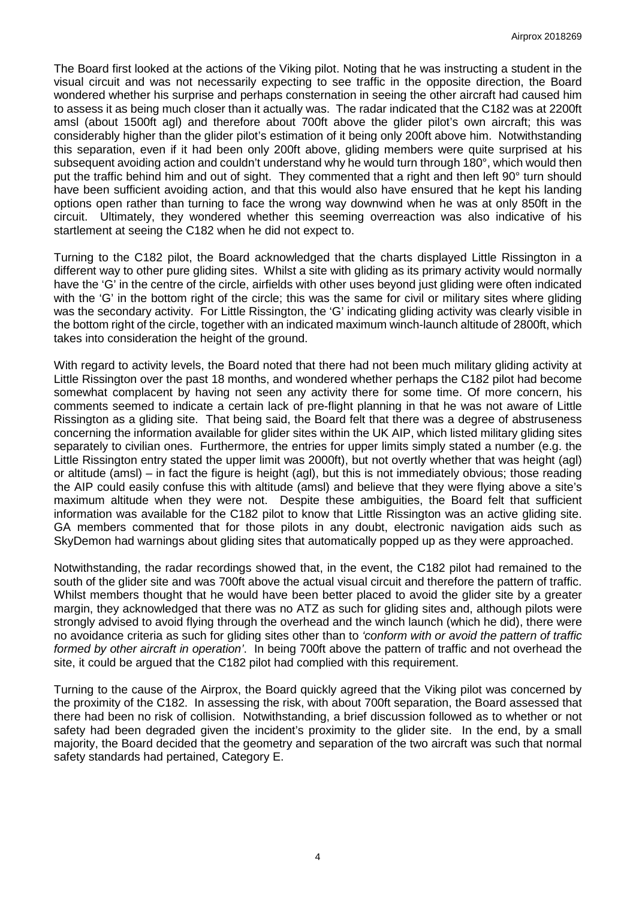The Board first looked at the actions of the Viking pilot. Noting that he was instructing a student in the visual circuit and was not necessarily expecting to see traffic in the opposite direction, the Board wondered whether his surprise and perhaps consternation in seeing the other aircraft had caused him to assess it as being much closer than it actually was. The radar indicated that the C182 was at 2200ft amsl (about 1500ft agl) and therefore about 700ft above the glider pilot's own aircraft; this was considerably higher than the glider pilot's estimation of it being only 200ft above him. Notwithstanding this separation, even if it had been only 200ft above, gliding members were quite surprised at his subsequent avoiding action and couldn't understand why he would turn through 180°, which would then put the traffic behind him and out of sight. They commented that a right and then left 90° turn should have been sufficient avoiding action, and that this would also have ensured that he kept his landing options open rather than turning to face the wrong way downwind when he was at only 850ft in the circuit. Ultimately, they wondered whether this seeming overreaction was also indicative of his startlement at seeing the C182 when he did not expect to.

Turning to the C182 pilot, the Board acknowledged that the charts displayed Little Rissington in a different way to other pure gliding sites. Whilst a site with gliding as its primary activity would normally have the 'G' in the centre of the circle, airfields with other uses beyond just gliding were often indicated with the 'G' in the bottom right of the circle; this was the same for civil or military sites where gliding was the secondary activity. For Little Rissington, the 'G' indicating gliding activity was clearly visible in the bottom right of the circle, together with an indicated maximum winch-launch altitude of 2800ft, which takes into consideration the height of the ground.

With regard to activity levels, the Board noted that there had not been much military gliding activity at Little Rissington over the past 18 months, and wondered whether perhaps the C182 pilot had become somewhat complacent by having not seen any activity there for some time. Of more concern, his comments seemed to indicate a certain lack of pre-flight planning in that he was not aware of Little Rissington as a gliding site. That being said, the Board felt that there was a degree of abstruseness concerning the information available for glider sites within the UK AIP, which listed military gliding sites separately to civilian ones. Furthermore, the entries for upper limits simply stated a number (e.g. the Little Rissington entry stated the upper limit was 2000ft), but not overtly whether that was height (agl) or altitude (amsl) – in fact the figure is height (agl), but this is not immediately obvious; those reading the AIP could easily confuse this with altitude (amsl) and believe that they were flying above a site's maximum altitude when they were not. Despite these ambiguities, the Board felt that sufficient information was available for the C182 pilot to know that Little Rissington was an active gliding site. GA members commented that for those pilots in any doubt, electronic navigation aids such as SkyDemon had warnings about gliding sites that automatically popped up as they were approached.

Notwithstanding, the radar recordings showed that, in the event, the C182 pilot had remained to the south of the glider site and was 700ft above the actual visual circuit and therefore the pattern of traffic. Whilst members thought that he would have been better placed to avoid the glider site by a greater margin, they acknowledged that there was no ATZ as such for gliding sites and, although pilots were strongly advised to avoid flying through the overhead and the winch launch (which he did), there were no avoidance criteria as such for gliding sites other than to *'conform with or avoid the pattern of traffic formed by other aircraft in operation'*. In being 700ft above the pattern of traffic and not overhead the site, it could be argued that the C182 pilot had complied with this requirement.

Turning to the cause of the Airprox, the Board quickly agreed that the Viking pilot was concerned by the proximity of the C182. In assessing the risk, with about 700ft separation, the Board assessed that there had been no risk of collision. Notwithstanding, a brief discussion followed as to whether or not safety had been degraded given the incident's proximity to the glider site. In the end, by a small majority, the Board decided that the geometry and separation of the two aircraft was such that normal safety standards had pertained, Category E.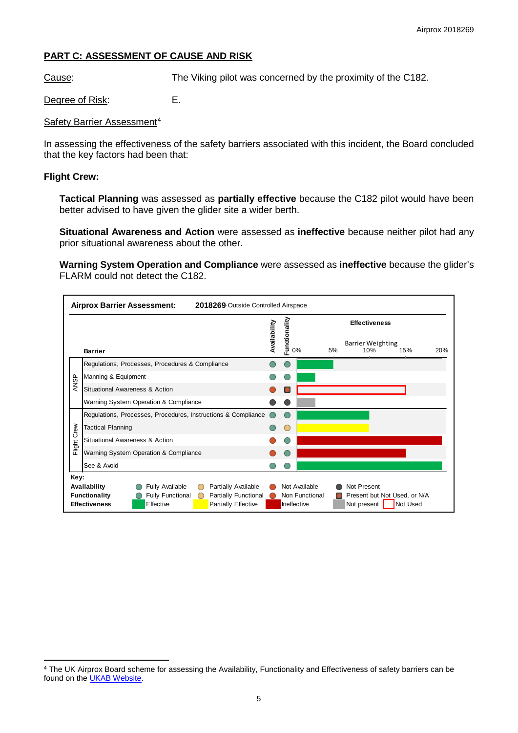## PART C: ASSESSMENT OF CAUSE AND RISK

Cause: The Viking pilot was concerned by the proximity of the C182.

Degree of Risk: E.

Safety Barrier Assessment[4]

In assessing the effectiveness of the safety barriers associated with this incident, the Board concluded that the key factors had been that:

**Flight Crew:**

**Tactical Planning** was assessed as **partially effective** because the C182 pilot would have been better advised to have given the glider site a wider berth.

**Situational Awareness and Action** were assessed as **ineffective** because neither pilot had any prior situational awareness about the other.

**Warning System Operation and Compliance** were assessed as **ineffective** because the glider's FLARM could not detect the C182.

**Airprox Barrier Assessment:** **2018269** Outside Controlled Airspace

Barrier
Availability
Functionality
Effectiveness
Barrier Weighting
0%
5%
10%
15%
20%

ANSP
Regulations, Processes, Procedures & Compliance
Manning & Equipment
Situational Awareness & Action
Warning System Operation & Compliance

Flight Crew
Regulations, Processes, Procedures, Instructions & Compliance
Tactical Planning
Situational Awareness & Action
Warning System Operation & Compliance
See & Avoid

Key:
Availability: Fully Available, Partially Available, Not Available, Not Present
Functionality: Fully Functional, Partially Functional, Non Functional, Present but Not Used, or N/A
Effectiveness: Effective, Partially Effective, Ineffective, Not present, Not Used

---

[4] The UK Airprox Board scheme for assessing the Availability, Functionality and Effectiveness of safety barriers can be found on the UKAB Website.